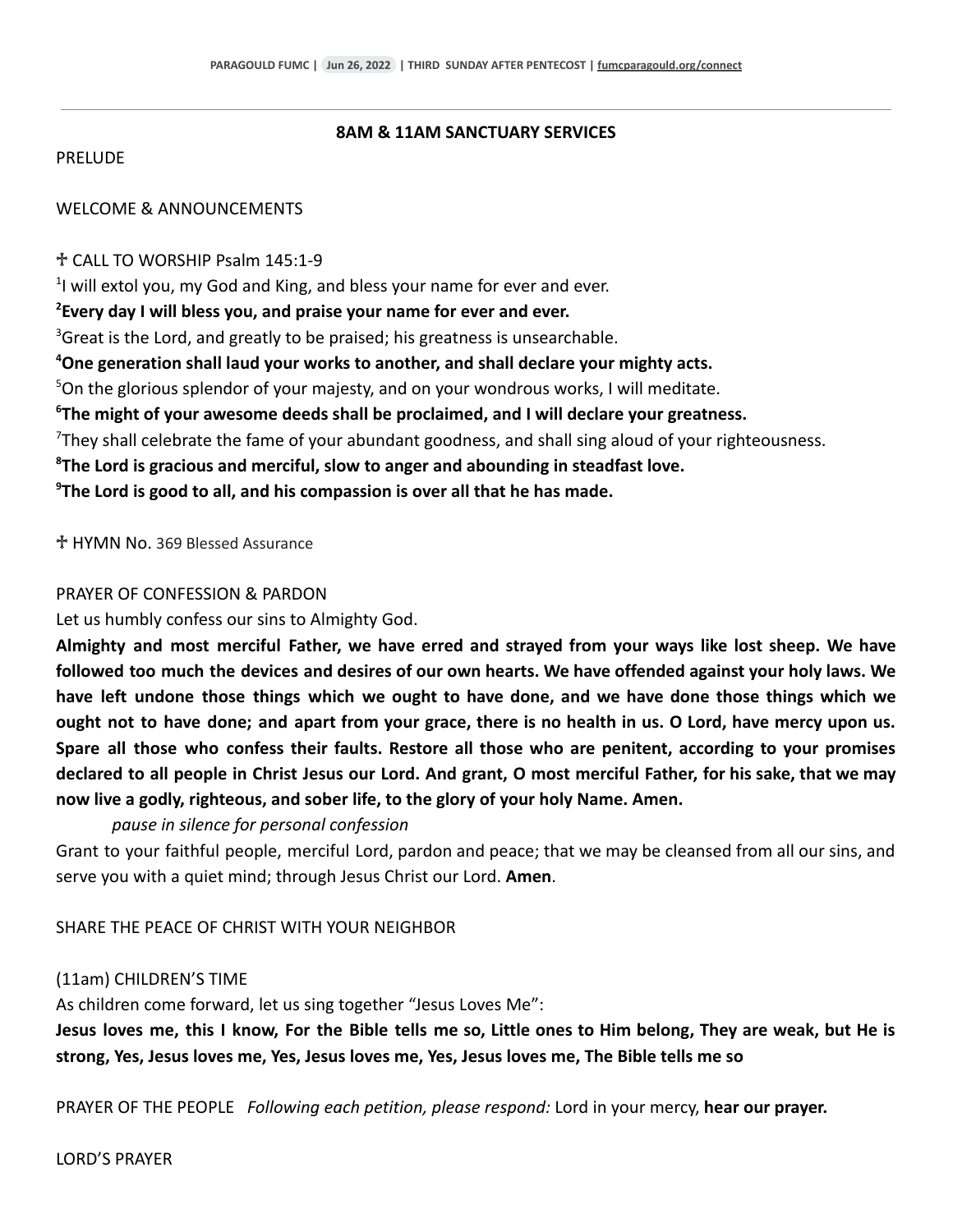## 8AM & 11AM SANCTUARY SERVICES

PRELUDE

WELCOME & ANNOUNCEMENTS

☩ CALL TO WORSHIP Psalm 145:1-9

[1]I will extol you, my God and King, and bless your name for ever and ever.

**[2]Every day I will bless you, and praise your name for ever and ever.**

[3]Great is the Lord, and greatly to be praised; his greatness is unsearchable.

**[4]One generation shall laud your works to another, and shall declare your mighty acts.**

[5]On the glorious splendor of your majesty, and on your wondrous works, I will meditate.

**[6]The might of your awesome deeds shall be proclaimed, and I will declare your greatness.**

[7]They shall celebrate the fame of your abundant goodness, and shall sing aloud of your righteousness.

**[8]The Lord is gracious and merciful, slow to anger and abounding in steadfast love.**

**[9]The Lord is good to all, and his compassion is over all that he has made.**

☩ HYMN No. 369 Blessed Assurance

PRAYER OF CONFESSION & PARDON

Let us humbly confess our sins to Almighty God.

**Almighty and most merciful Father, we have erred and strayed from your ways like lost sheep. We have followed too much the devices and desires of our own hearts. We have offended against your holy laws. We have left undone those things which we ought to have done, and we have done those things which we ought not to have done; and apart from your grace, there is no health in us. O Lord, have mercy upon us. Spare all those who confess their faults. Restore all those who are penitent, according to your promises declared to all people in Christ Jesus our Lord. And grant, O most merciful Father, for his sake, that we may now live a godly, righteous, and sober life, to the glory of your holy Name. Amen.**

*pause in silence for personal confession*

Grant to your faithful people, merciful Lord, pardon and peace; that we may be cleansed from all our sins, and serve you with a quiet mind; through Jesus Christ our Lord. **Amen**.

SHARE THE PEACE OF CHRIST WITH YOUR NEIGHBOR

(11am) CHILDREN'S TIME

As children come forward, let us sing together "Jesus Loves Me":

**Jesus loves me, this I know, For the Bible tells me so, Little ones to Him belong, They are weak, but He is strong, Yes, Jesus loves me, Yes, Jesus loves me, Yes, Jesus loves me, The Bible tells me so**

PRAYER OF THE PEOPLE *Following each petition, please respond:* Lord in your mercy, **hear our prayer.**

LORD'S PRAYER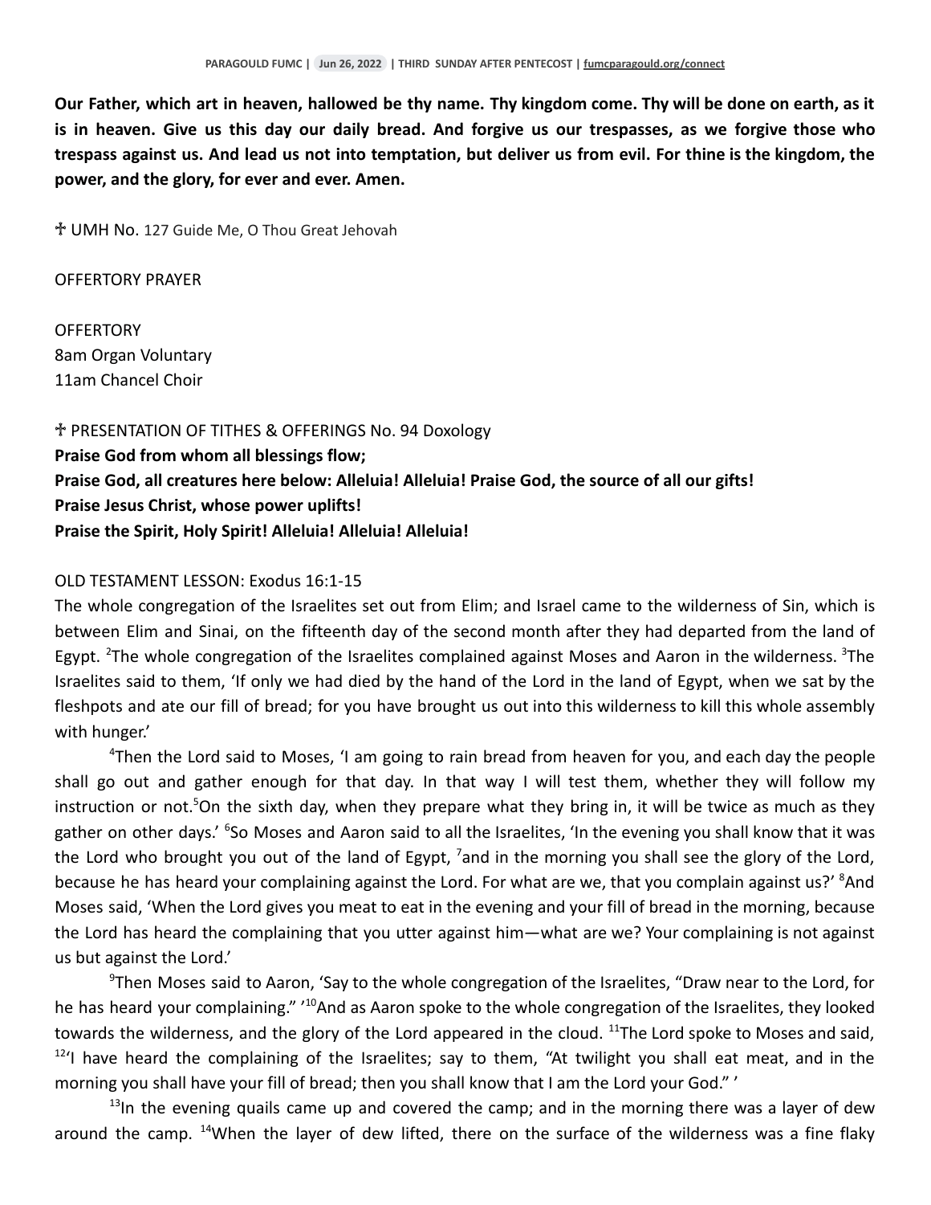**Our Father, which art in heaven, hallowed be thy name. Thy kingdom come. Thy will be done on earth, as it is in heaven. Give us this day our daily bread. And forgive us our trespasses, as we forgive those who trespass against us. And lead us not into temptation, but deliver us from evil. For thine is the kingdom, the power, and the glory, for ever and ever. Amen.**

♱ UMH No. 127 Guide Me, O Thou Great Jehovah

OFFERTORY PRAYER

OFFERTORY
8am Organ Voluntary
11am Chancel Choir

♱ PRESENTATION OF TITHES & OFFERINGS No. 94 Doxology
**Praise God from whom all blessings flow;**
**Praise God, all creatures here below: Alleluia! Alleluia! Praise God, the source of all our gifts!**
**Praise Jesus Christ, whose power uplifts!**
**Praise the Spirit, Holy Spirit! Alleluia! Alleluia! Alleluia!**

OLD TESTAMENT LESSON: Exodus 16:1-15
The whole congregation of the Israelites set out from Elim; and Israel came to the wilderness of Sin, which is between Elim and Sinai, on the fifteenth day of the second month after they had departed from the land of Egypt. [2]The whole congregation of the Israelites complained against Moses and Aaron in the wilderness. [3]The Israelites said to them, 'If only we had died by the hand of the Lord in the land of Egypt, when we sat by the fleshpots and ate our fill of bread; for you have brought us out into this wilderness to kill this whole assembly with hunger.'

[4]Then the Lord said to Moses, 'I am going to rain bread from heaven for you, and each day the people shall go out and gather enough for that day. In that way I will test them, whether they will follow my instruction or not.[5]On the sixth day, when they prepare what they bring in, it will be twice as much as they gather on other days.' [6]So Moses and Aaron said to all the Israelites, 'In the evening you shall know that it was the Lord who brought you out of the land of Egypt, [7]and in the morning you shall see the glory of the Lord, because he has heard your complaining against the Lord. For what are we, that you complain against us?' [8]And Moses said, 'When the Lord gives you meat to eat in the evening and your fill of bread in the morning, because the Lord has heard the complaining that you utter against him—what are we? Your complaining is not against us but against the Lord.'

[9]Then Moses said to Aaron, 'Say to the whole congregation of the Israelites, "Draw near to the Lord, for he has heard your complaining." '[10]And as Aaron spoke to the whole congregation of the Israelites, they looked towards the wilderness, and the glory of the Lord appeared in the cloud. [11]The Lord spoke to Moses and said, [12]'I have heard the complaining of the Israelites; say to them, "At twilight you shall eat meat, and in the morning you shall have your fill of bread; then you shall know that I am the Lord your God." '

[13]In the evening quails came up and covered the camp; and in the morning there was a layer of dew around the camp. [14]When the layer of dew lifted, there on the surface of the wilderness was a fine flaky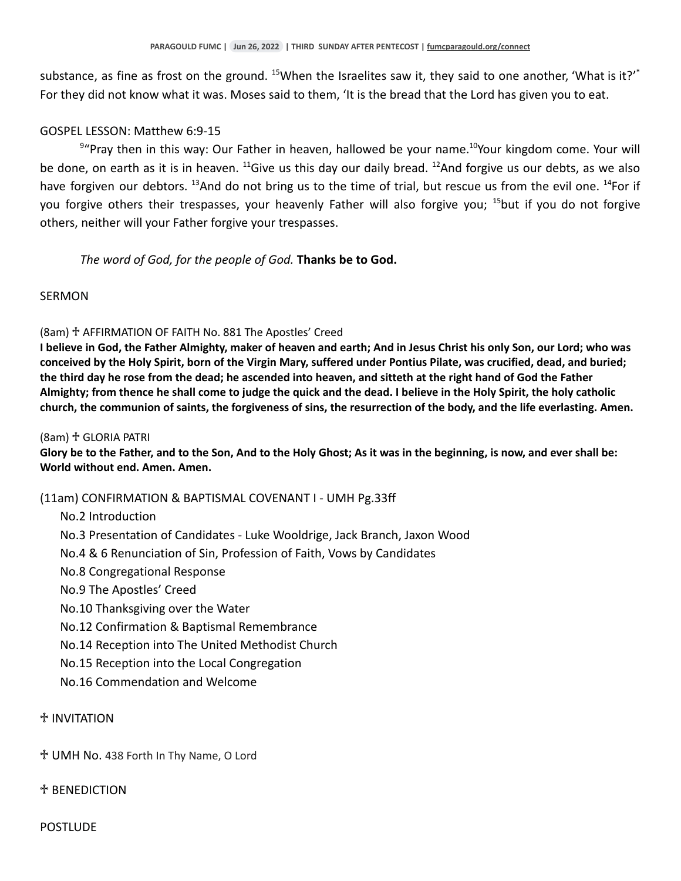substance, as fine as frost on the ground. [15]When the Israelites saw it, they said to one another, 'What is it?'[*] For they did not know what it was. Moses said to them, 'It is the bread that the Lord has given you to eat.

GOSPEL LESSON: Matthew 6:9-15

[9]"Pray then in this way: Our Father in heaven, hallowed be your name.[10]Your kingdom come. Your will be done, on earth as it is in heaven. [11]Give us this day our daily bread. [12]And forgive us our debts, as we also have forgiven our debtors. [13]And do not bring us to the time of trial, but rescue us from the evil one. [14]For if you forgive others their trespasses, your heavenly Father will also forgive you; [15]but if you do not forgive others, neither will your Father forgive your trespasses.

*The word of God, for the people of God.* **Thanks be to God.**

SERMON

(8am) ♰ AFFIRMATION OF FAITH No. 881 The Apostles' Creed

**I believe in God, the Father Almighty, maker of heaven and earth; And in Jesus Christ his only Son, our Lord; who was conceived by the Holy Spirit, born of the Virgin Mary, suffered under Pontius Pilate, was crucified, dead, and buried; the third day he rose from the dead; he ascended into heaven, and sitteth at the right hand of God the Father Almighty; from thence he shall come to judge the quick and the dead. I believe in the Holy Spirit, the holy catholic church, the communion of saints, the forgiveness of sins, the resurrection of the body, and the life everlasting. Amen.**

(8am) ♰ GLORIA PATRI

**Glory be to the Father, and to the Son, And to the Holy Ghost; As it was in the beginning, is now, and ever shall be: World without end. Amen. Amen.**

(11am) CONFIRMATION & BAPTISMAL COVENANT I - UMH Pg.33ff

- No.2 Introduction
- No.3 Presentation of Candidates - Luke Wooldrige, Jack Branch, Jaxon Wood
- No.4 & 6 Renunciation of Sin, Profession of Faith, Vows by Candidates
- No.8 Congregational Response
- No.9 The Apostles' Creed
- No.10 Thanksgiving over the Water
- No.12 Confirmation & Baptismal Remembrance
- No.14 Reception into The United Methodist Church
- No.15 Reception into the Local Congregation
- No.16 Commendation and Welcome

♰ INVITATION

♰ UMH No. 438 Forth In Thy Name, O Lord

♰ BENEDICTION

POSTLUDE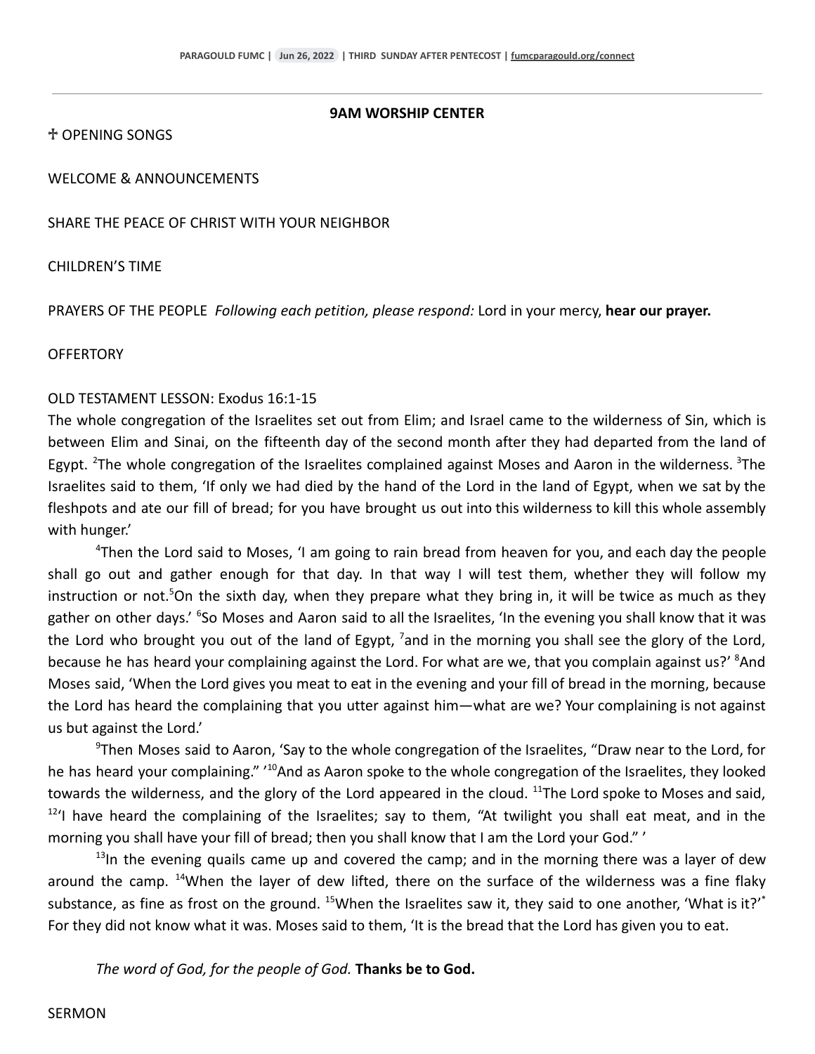## 9AM WORSHIP CENTER

☩ OPENING SONGS

WELCOME & ANNOUNCEMENTS

SHARE THE PEACE OF CHRIST WITH YOUR NEIGHBOR

CHILDREN'S TIME

PRAYERS OF THE PEOPLE *Following each petition, please respond:* Lord in your mercy, **hear our prayer.**

OFFERTORY

OLD TESTAMENT LESSON: Exodus 16:1-15

The whole congregation of the Israelites set out from Elim; and Israel came to the wilderness of Sin, which is between Elim and Sinai, on the fifteenth day of the second month after they had departed from the land of Egypt. [2]The whole congregation of the Israelites complained against Moses and Aaron in the wilderness. [3]The Israelites said to them, 'If only we had died by the hand of the Lord in the land of Egypt, when we sat by the fleshpots and ate our fill of bread; for you have brought us out into this wilderness to kill this whole assembly with hunger.'

[4]Then the Lord said to Moses, 'I am going to rain bread from heaven for you, and each day the people shall go out and gather enough for that day. In that way I will test them, whether they will follow my instruction or not.[5]On the sixth day, when they prepare what they bring in, it will be twice as much as they gather on other days.' [6]So Moses and Aaron said to all the Israelites, 'In the evening you shall know that it was the Lord who brought you out of the land of Egypt, [7]and in the morning you shall see the glory of the Lord, because he has heard your complaining against the Lord. For what are we, that you complain against us?' [8]And Moses said, 'When the Lord gives you meat to eat in the evening and your fill of bread in the morning, because the Lord has heard the complaining that you utter against him—what are we? Your complaining is not against us but against the Lord.'

[9]Then Moses said to Aaron, 'Say to the whole congregation of the Israelites, "Draw near to the Lord, for he has heard your complaining." '[10]And as Aaron spoke to the whole congregation of the Israelites, they looked towards the wilderness, and the glory of the Lord appeared in the cloud. [11]The Lord spoke to Moses and said, [12]'I have heard the complaining of the Israelites; say to them, "At twilight you shall eat meat, and in the morning you shall have your fill of bread; then you shall know that I am the Lord your God." '

[13]In the evening quails came up and covered the camp; and in the morning there was a layer of dew around the camp. [14]When the layer of dew lifted, there on the surface of the wilderness was a fine flaky substance, as fine as frost on the ground. [15]When the Israelites saw it, they said to one another, 'What is it?'[*] For they did not know what it was. Moses said to them, 'It is the bread that the Lord has given you to eat.

*The word of God, for the people of God.* **Thanks be to God.**

SERMON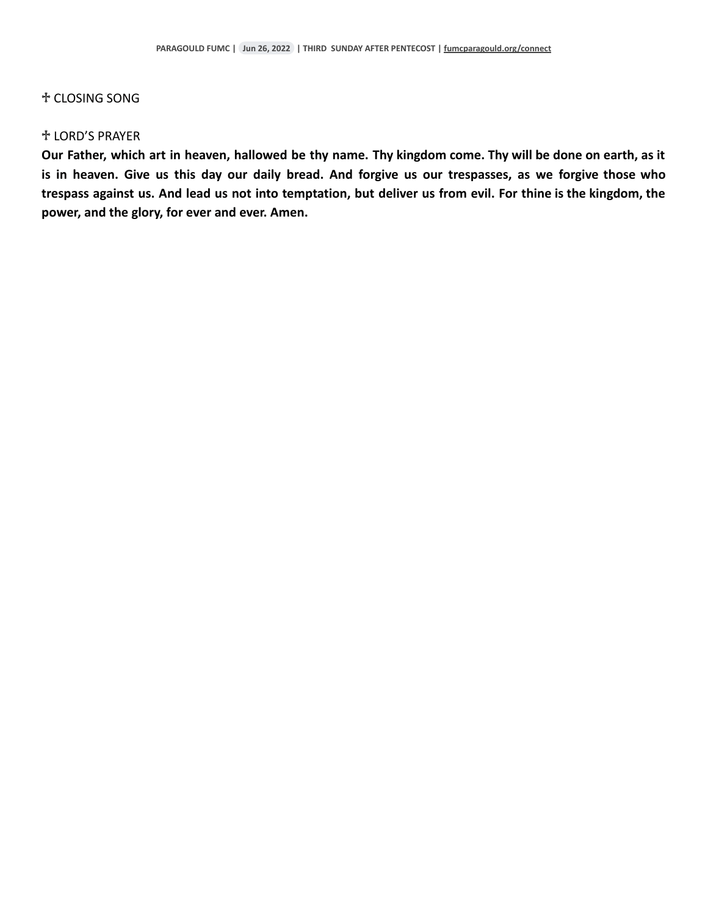☩ CLOSING SONG

☩ LORD'S PRAYER

**Our Father, which art in heaven, hallowed be thy name. Thy kingdom come. Thy will be done on earth, as it is in heaven. Give us this day our daily bread. And forgive us our trespasses, as we forgive those who trespass against us. And lead us not into temptation, but deliver us from evil. For thine is the kingdom, the power, and the glory, for ever and ever. Amen.**